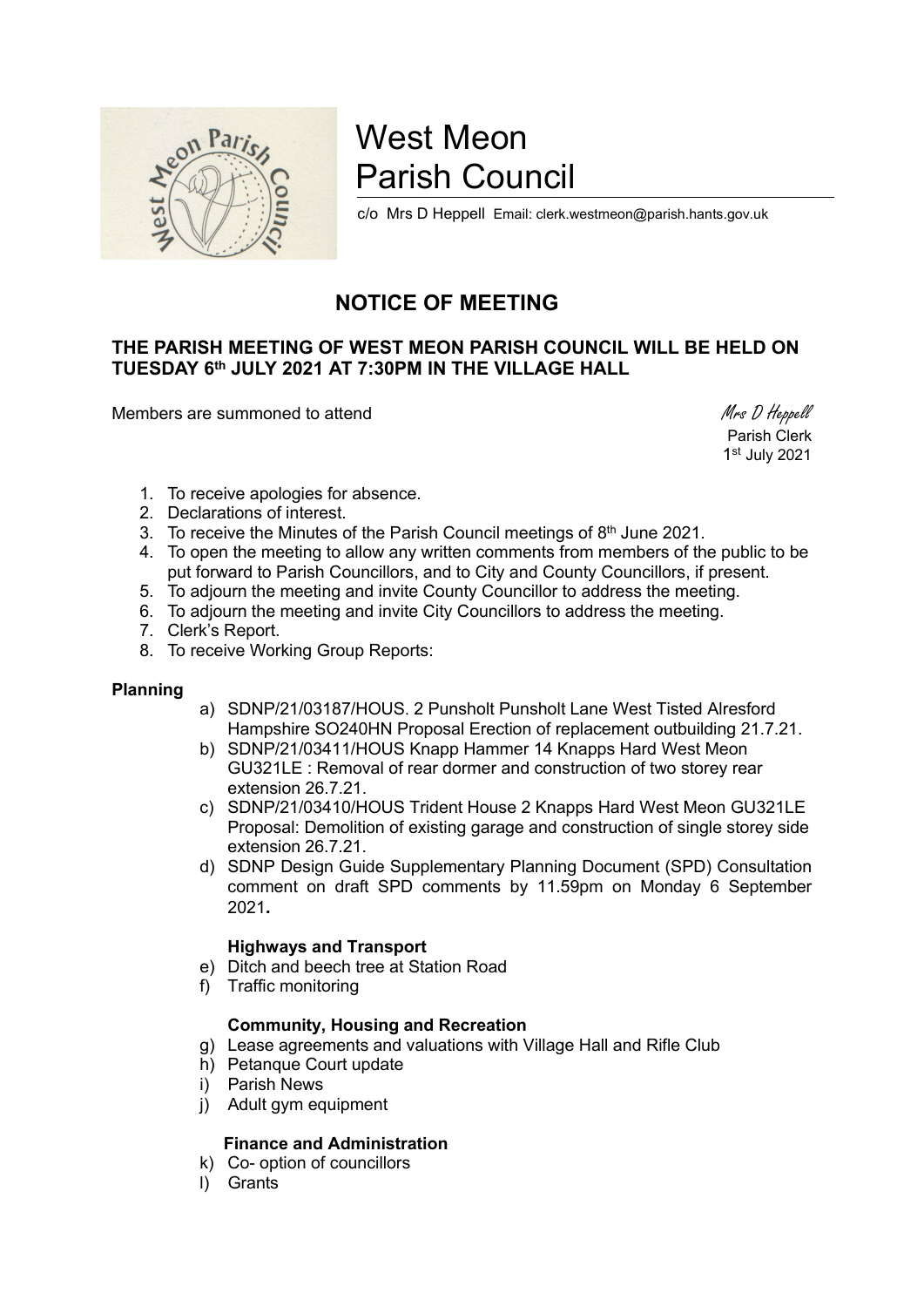# West Meon Parish Council

c/o Mrs D Heppell Email: clerk.westmeon@parish.hants.gov.uk

## NOTICE OF MEETING

**THE PARISH MEETING OF WEST MEON PARISH COUNCIL WILL BE HELD ON TUESDAY 6th JULY 2021 AT 7:30PM IN THE VILLAGE HALL**

Members are summoned to attend

*Mrs D Heppell*
Parish Clerk
1st July 2021

1. To receive apologies for absence.
2. Declarations of interest.
3. To receive the Minutes of the Parish Council meetings of 8th June 2021.
4. To open the meeting to allow any written comments from members of the public to be put forward to Parish Councillors, and to City and County Councillors, if present.
5. To adjourn the meeting and invite County Councillor to address the meeting.
6. To adjourn the meeting and invite City Councillors to address the meeting.
7. Clerk's Report.
8. To receive Working Group Reports:

**Planning**

a) SDNP/21/03187/HOUS. 2 Punsholt Punsholt Lane West Tisted Alresford Hampshire SO240HN Proposal Erection of replacement outbuilding 21.7.21.
b) SDNP/21/03411/HOUS Knapp Hammer 14 Knapps Hard West Meon GU321LE : Removal of rear dormer and construction of two storey rear extension 26.7.21.
c) SDNP/21/03410/HOUS Trident House 2 Knapps Hard West Meon GU321LE Proposal: Demolition of existing garage and construction of single storey side extension 26.7.21.
d) SDNP Design Guide Supplementary Planning Document (SPD) Consultation comment on draft SPD comments by 11.59pm on Monday 6 September 2021**.**

**Highways and Transport**

e) Ditch and beech tree at Station Road
f) Traffic monitoring

**Community, Housing and Recreation**

g) Lease agreements and valuations with Village Hall and Rifle Club
h) Petanque Court update
i) Parish News
j) Adult gym equipment

**Finance and Administration**

k) Co- option of councillors
l) Grants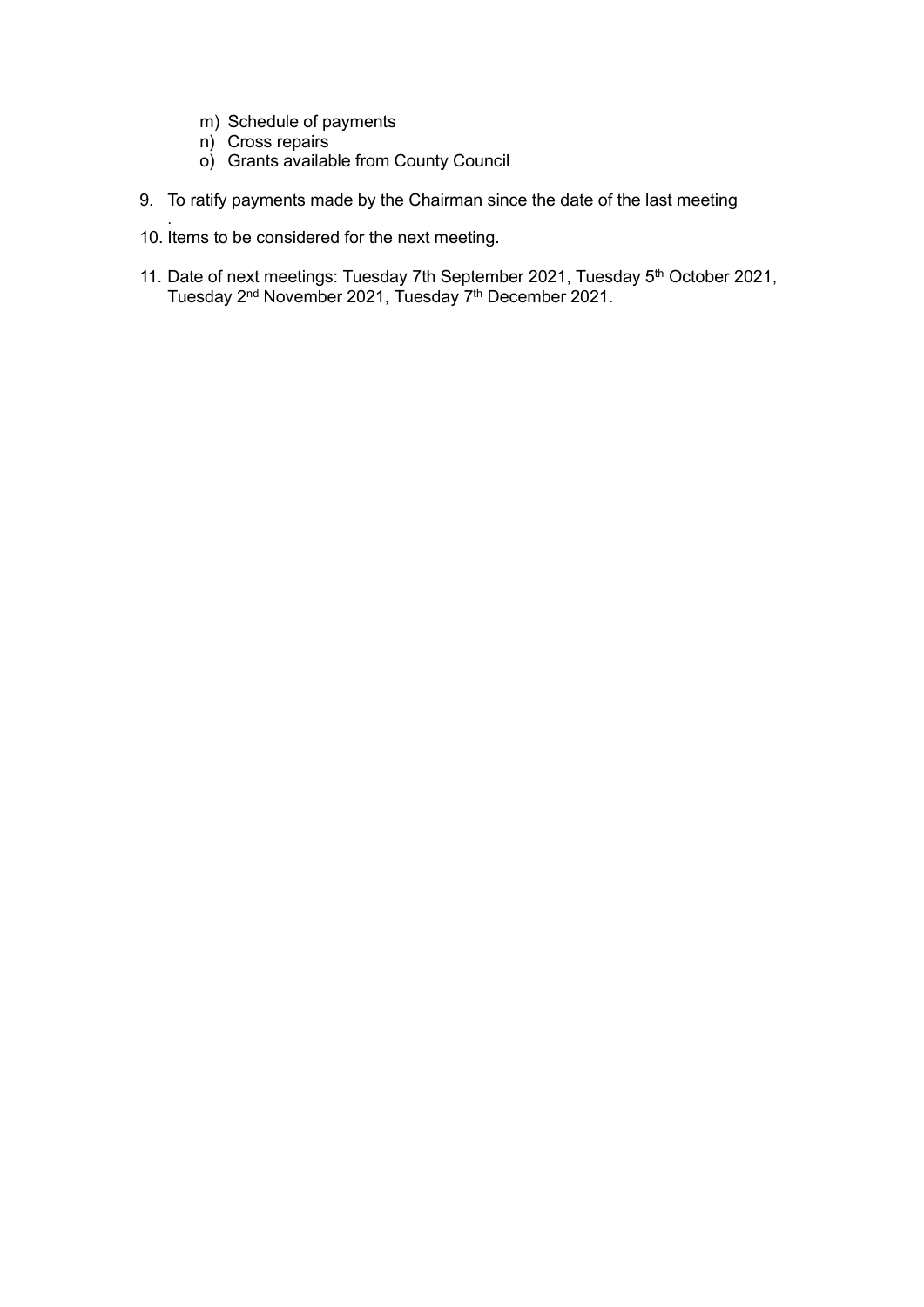m) Schedule of payments
n) Cross repairs
o) Grants available from County Council

9. To ratify payments made by the Chairman since the date of the last meeting
.
10. Items to be considered for the next meeting.

11. Date of next meetings: Tuesday 7th September 2021, Tuesday 5th October 2021, Tuesday 2nd November 2021, Tuesday 7th December 2021.